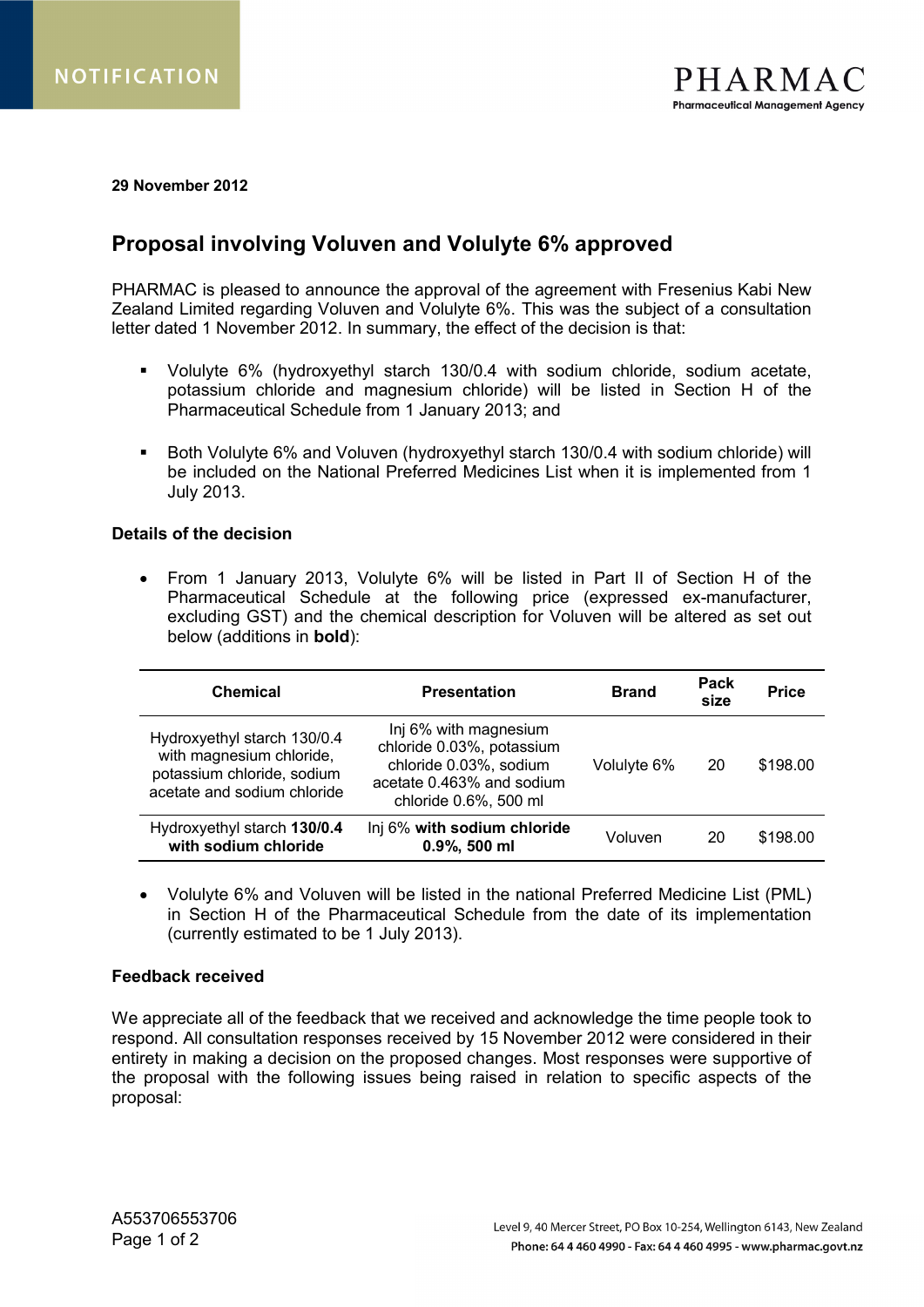NOTIFICATION

PHARMAC
Pharmaceutical Management Agency

**29 November 2012**

## Proposal involving Voluven and Volulyte 6% approved

PHARMAC is pleased to announce the approval of the agreement with Fresenius Kabi New Zealand Limited regarding Voluven and Volulyte 6%. This was the subject of a consultation letter dated 1 November 2012. In summary, the effect of the decision is that:

- Volulyte 6% (hydroxyethyl starch 130/0.4 with sodium chloride, sodium acetate, potassium chloride and magnesium chloride) will be listed in Section H of the Pharmaceutical Schedule from 1 January 2013; and

- Both Volulyte 6% and Voluven (hydroxyethyl starch 130/0.4 with sodium chloride) will be included on the National Preferred Medicines List when it is implemented from 1 July 2013.

### Details of the decision

- From 1 January 2013, Volulyte 6% will be listed in Part II of Section H of the Pharmaceutical Schedule at the following price (expressed ex-manufacturer, excluding GST) and the chemical description for Voluven will be altered as set out below (additions in **bold**):

| Chemical | Presentation | Brand | Pack size | Price |
|---|---|---|---|---|
| Hydroxyethyl starch 130/0.4 with magnesium chloride, potassium chloride, sodium acetate and sodium chloride | Inj 6% with magnesium chloride 0.03%, potassium chloride 0.03%, sodium acetate 0.463% and sodium chloride 0.6%, 500 ml | Volulyte 6% | 20 | $198.00 |
| Hydroxyethyl starch **130/0.4 with sodium chloride** | Inj 6% **with sodium chloride 0.9%, 500 ml** | Voluven | 20 | $198.00 |

- Volulyte 6% and Voluven will be listed in the national Preferred Medicine List (PML) in Section H of the Pharmaceutical Schedule from the date of its implementation (currently estimated to be 1 July 2013).

### Feedback received

We appreciate all of the feedback that we received and acknowledge the time people took to respond. All consultation responses received by 15 November 2012 were considered in their entirety in making a decision on the proposed changes. Most responses were supportive of the proposal with the following issues being raised in relation to specific aspects of the proposal:

A553706553706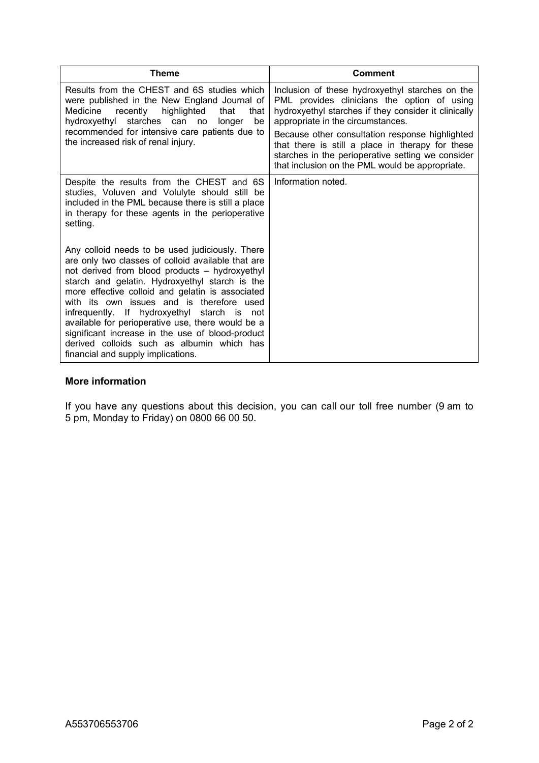| Theme | Comment |
| --- | --- |
| Results from the CHEST and 6S studies which were published in the New England Journal of Medicine recently highlighted that that hydroxyethyl starches can no longer be recommended for intensive care patients due to the increased risk of renal injury. | Inclusion of these hydroxyethyl starches on the PML provides clinicians the option of using hydroxyethyl starches if they consider it clinically appropriate in the circumstances. Because other consultation response highlighted that there is still a place in therapy for these starches in the perioperative setting we consider that inclusion on the PML would be appropriate. |
| Despite the results from the CHEST and 6S studies, Voluven and Volulyte should still be included in the PML because there is still a place in therapy for these agents in the perioperative setting. Any colloid needs to be used judiciously. There are only two classes of colloid available that are not derived from blood products – hydroxyethyl starch and gelatin. Hydroxyethyl starch is the more effective colloid and gelatin is associated with its own issues and is therefore used infrequently. If hydroxyethyl starch is not available for perioperative use, there would be a significant increase in the use of blood-product derived colloids such as albumin which has financial and supply implications. | Information noted. |

**More information**

If you have any questions about this decision, you can call our toll free number (9 am to 5 pm, Monday to Friday) on 0800 66 00 50.

A553706553706